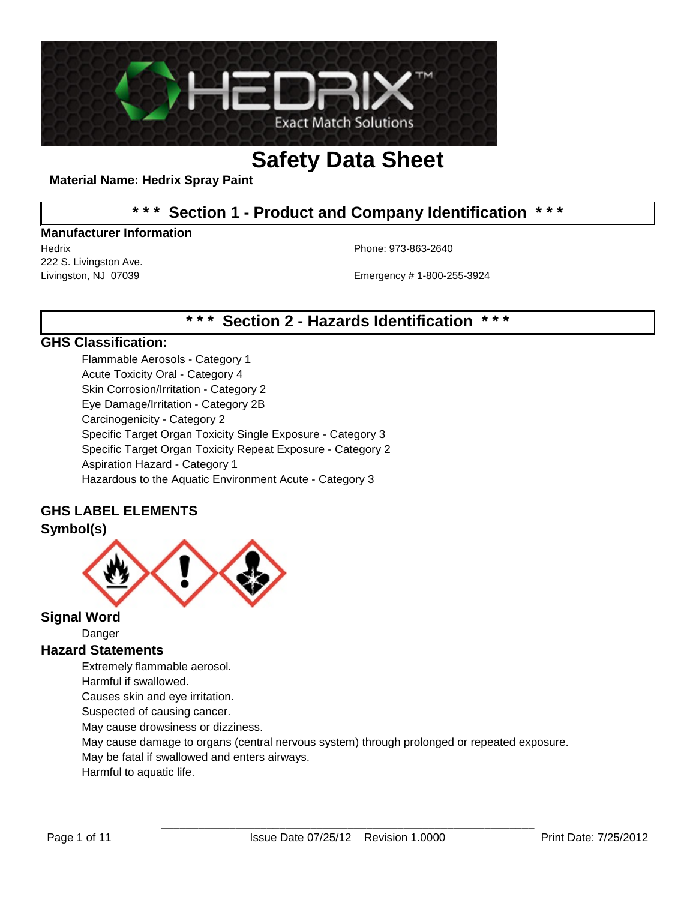# Safety Data Sheet

**Material Name: Hedrix Spray Paint**

## \* \* \* Section 1 - Product and Company Identification \* \* \*

### Manufacturer Information

Hedrix
222 S. Livingston Ave.
Livingston, NJ 07039

Phone: 973-863-2640

Emergency # 1-800-255-3924

## \* \* \* Section 2 - Hazards Identification \* \* \*

### GHS Classification:

Flammable Aerosols - Category 1
Acute Toxicity Oral - Category 4
Skin Corrosion/Irritation - Category 2
Eye Damage/Irritation - Category 2B
Carcinogenicity - Category 2
Specific Target Organ Toxicity Single Exposure - Category 3
Specific Target Organ Toxicity Repeat Exposure - Category 2
Aspiration Hazard - Category 1
Hazardous to the Aquatic Environment Acute - Category 3

### GHS LABEL ELEMENTS

### Symbol(s)

### Signal Word

Danger

### Hazard Statements

Extremely flammable aerosol.
Harmful if swallowed.
Causes skin and eye irritation.
Suspected of causing cancer.
May cause drowsiness or dizziness.
May cause damage to organs (central nervous system) through prolonged or repeated exposure.
May be fatal if swallowed and enters airways.
Harmful to aquatic life.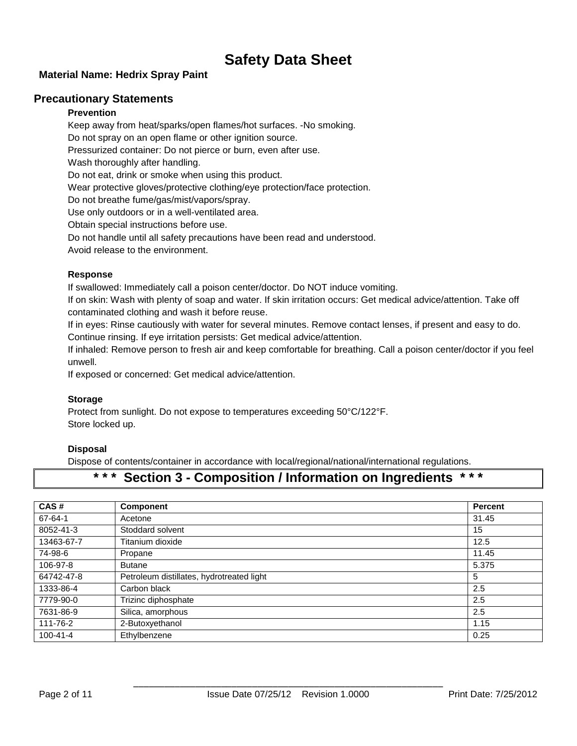# Safety Data Sheet

**Material Name: Hedrix Spray Paint**

## Precautionary Statements

### Prevention

Keep away from heat/sparks/open flames/hot surfaces. -No smoking.
Do not spray on an open flame or other ignition source.
Pressurized container: Do not pierce or burn, even after use.
Wash thoroughly after handling.
Do not eat, drink or smoke when using this product.
Wear protective gloves/protective clothing/eye protection/face protection.
Do not breathe fume/gas/mist/vapors/spray.
Use only outdoors or in a well-ventilated area.
Obtain special instructions before use.
Do not handle until all safety precautions have been read and understood.
Avoid release to the environment.

### Response

If swallowed: Immediately call a poison center/doctor. Do NOT induce vomiting.
If on skin: Wash with plenty of soap and water. If skin irritation occurs: Get medical advice/attention. Take off contaminated clothing and wash it before reuse.
If in eyes: Rinse cautiously with water for several minutes. Remove contact lenses, if present and easy to do. Continue rinsing. If eye irritation persists: Get medical advice/attention.
If inhaled: Remove person to fresh air and keep comfortable for breathing. Call a poison center/doctor if you feel unwell.
If exposed or concerned: Get medical advice/attention.

### Storage

Protect from sunlight. Do not expose to temperatures exceeding 50°C/122°F.
Store locked up.

### Disposal

Dispose of contents/container in accordance with local/regional/national/international regulations.

## * * * Section 3 - Composition / Information on Ingredients * * *

| CAS # | Component | Percent |
|---|---|---|
| 67-64-1 | Acetone | 31.45 |
| 8052-41-3 | Stoddard solvent | 15 |
| 13463-67-7 | Titanium dioxide | 12.5 |
| 74-98-6 | Propane | 11.45 |
| 106-97-8 | Butane | 5.375 |
| 64742-47-8 | Petroleum distillates, hydrotreated light | 5 |
| 1333-86-4 | Carbon black | 2.5 |
| 7779-90-0 | Trizinc diphosphate | 2.5 |
| 7631-86-9 | Silica, amorphous | 2.5 |
| 111-76-2 | 2-Butoxyethanol | 1.15 |
| 100-41-4 | Ethylbenzene | 0.25 |

Issue Date 07/25/12 Revision 1.0000 Print Date: 7/25/2012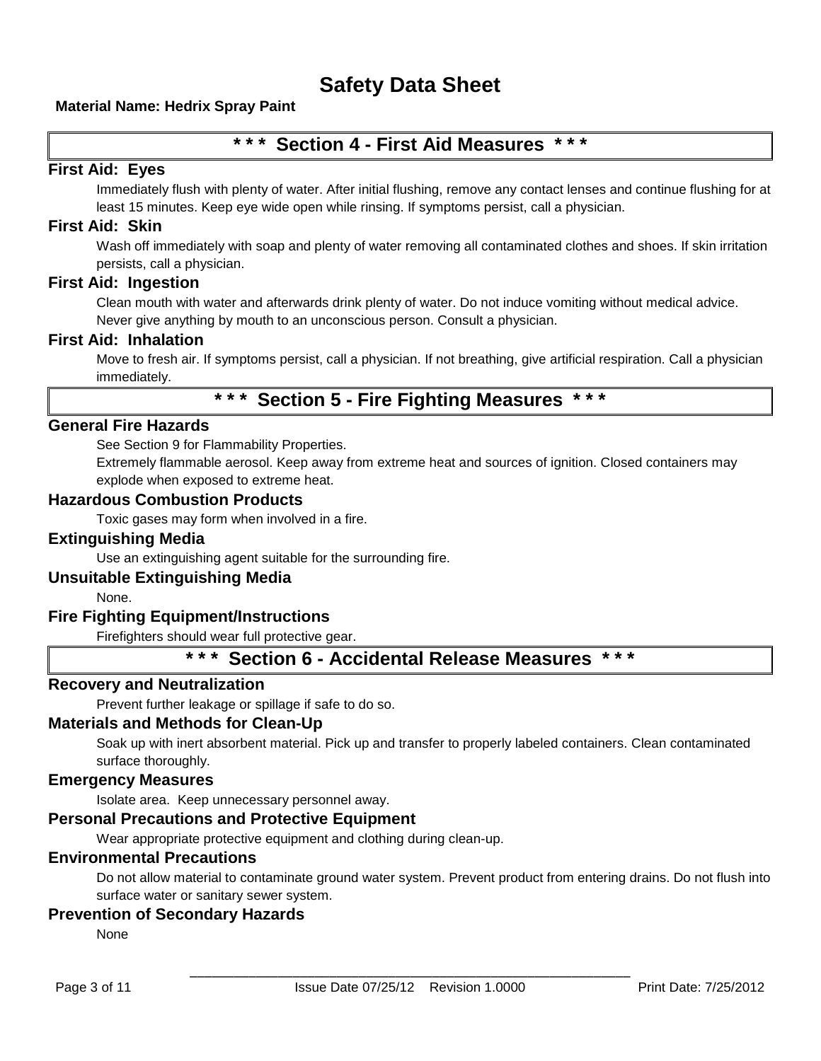# Safety Data Sheet

**Material Name: Hedrix Spray Paint**

## * * * Section 4 - First Aid Measures * * *

### First Aid: Eyes

Immediately flush with plenty of water. After initial flushing, remove any contact lenses and continue flushing for at least 15 minutes. Keep eye wide open while rinsing. If symptoms persist, call a physician.

### First Aid: Skin

Wash off immediately with soap and plenty of water removing all contaminated clothes and shoes. If skin irritation persists, call a physician.

### First Aid: Ingestion

Clean mouth with water and afterwards drink plenty of water. Do not induce vomiting without medical advice. Never give anything by mouth to an unconscious person. Consult a physician.

### First Aid: Inhalation

Move to fresh air. If symptoms persist, call a physician. If not breathing, give artificial respiration. Call a physician immediately.

## * * * Section 5 - Fire Fighting Measures * * *

### General Fire Hazards

See Section 9 for Flammability Properties.

Extremely flammable aerosol. Keep away from extreme heat and sources of ignition. Closed containers may explode when exposed to extreme heat.

### Hazardous Combustion Products

Toxic gases may form when involved in a fire.

### Extinguishing Media

Use an extinguishing agent suitable for the surrounding fire.

### Unsuitable Extinguishing Media

None.

### Fire Fighting Equipment/Instructions

Firefighters should wear full protective gear.

## * * * Section 6 - Accidental Release Measures * * *

### Recovery and Neutralization

Prevent further leakage or spillage if safe to do so.

### Materials and Methods for Clean-Up

Soak up with inert absorbent material. Pick up and transfer to properly labeled containers. Clean contaminated surface thoroughly.

### Emergency Measures

Isolate area. Keep unnecessary personnel away.

### Personal Precautions and Protective Equipment

Wear appropriate protective equipment and clothing during clean-up.

### Environmental Precautions

Do not allow material to contaminate ground water system. Prevent product from entering drains. Do not flush into surface water or sanitary sewer system.

### Prevention of Secondary Hazards

None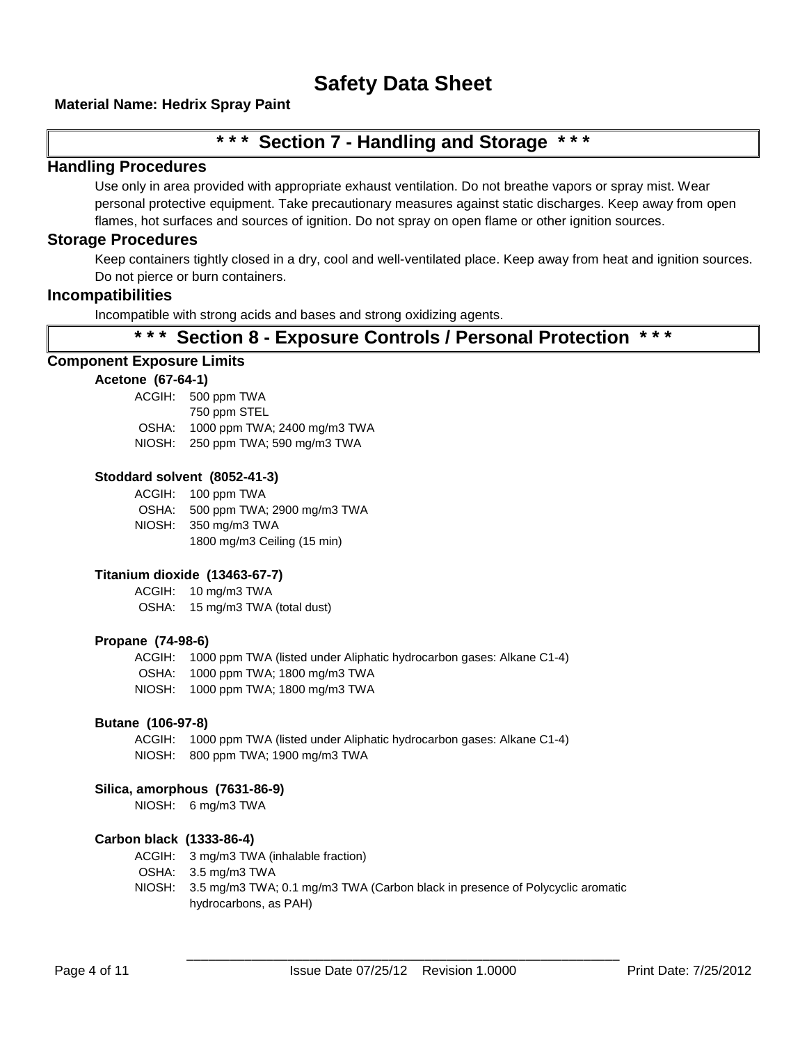# Safety Data Sheet

**Material Name: Hedrix Spray Paint**

## \*\*\* Section 7 - Handling and Storage \*\*\*

### Handling Procedures

Use only in area provided with appropriate exhaust ventilation. Do not breathe vapors or spray mist. Wear personal protective equipment. Take precautionary measures against static discharges. Keep away from open flames, hot surfaces and sources of ignition. Do not spray on open flame or other ignition sources.

### Storage Procedures

Keep containers tightly closed in a dry, cool and well-ventilated place. Keep away from heat and ignition sources. Do not pierce or burn containers.

### Incompatibilities

Incompatible with strong acids and bases and strong oxidizing agents.

## \*\*\* Section 8 - Exposure Controls / Personal Protection \*\*\*

### Component Exposure Limits

**Acetone (67-64-1)**

ACGIH: 500 ppm TWA
750 ppm STEL
OSHA: 1000 ppm TWA; 2400 mg/m3 TWA
NIOSH: 250 ppm TWA; 590 mg/m3 TWA

**Stoddard solvent (8052-41-3)**

ACGIH: 100 ppm TWA
OSHA: 500 ppm TWA; 2900 mg/m3 TWA
NIOSH: 350 mg/m3 TWA
1800 mg/m3 Ceiling (15 min)

**Titanium dioxide (13463-67-7)**

ACGIH: 10 mg/m3 TWA
OSHA: 15 mg/m3 TWA (total dust)

**Propane (74-98-6)**

ACGIH: 1000 ppm TWA (listed under Aliphatic hydrocarbon gases: Alkane C1-4)
OSHA: 1000 ppm TWA; 1800 mg/m3 TWA
NIOSH: 1000 ppm TWA; 1800 mg/m3 TWA

**Butane (106-97-8)**

ACGIH: 1000 ppm TWA (listed under Aliphatic hydrocarbon gases: Alkane C1-4)
NIOSH: 800 ppm TWA; 1900 mg/m3 TWA

**Silica, amorphous (7631-86-9)**

NIOSH: 6 mg/m3 TWA

**Carbon black (1333-86-4)**

ACGIH: 3 mg/m3 TWA (inhalable fraction)
OSHA: 3.5 mg/m3 TWA
NIOSH: 3.5 mg/m3 TWA; 0.1 mg/m3 TWA (Carbon black in presence of Polycyclic aromatic hydrocarbons, as PAH)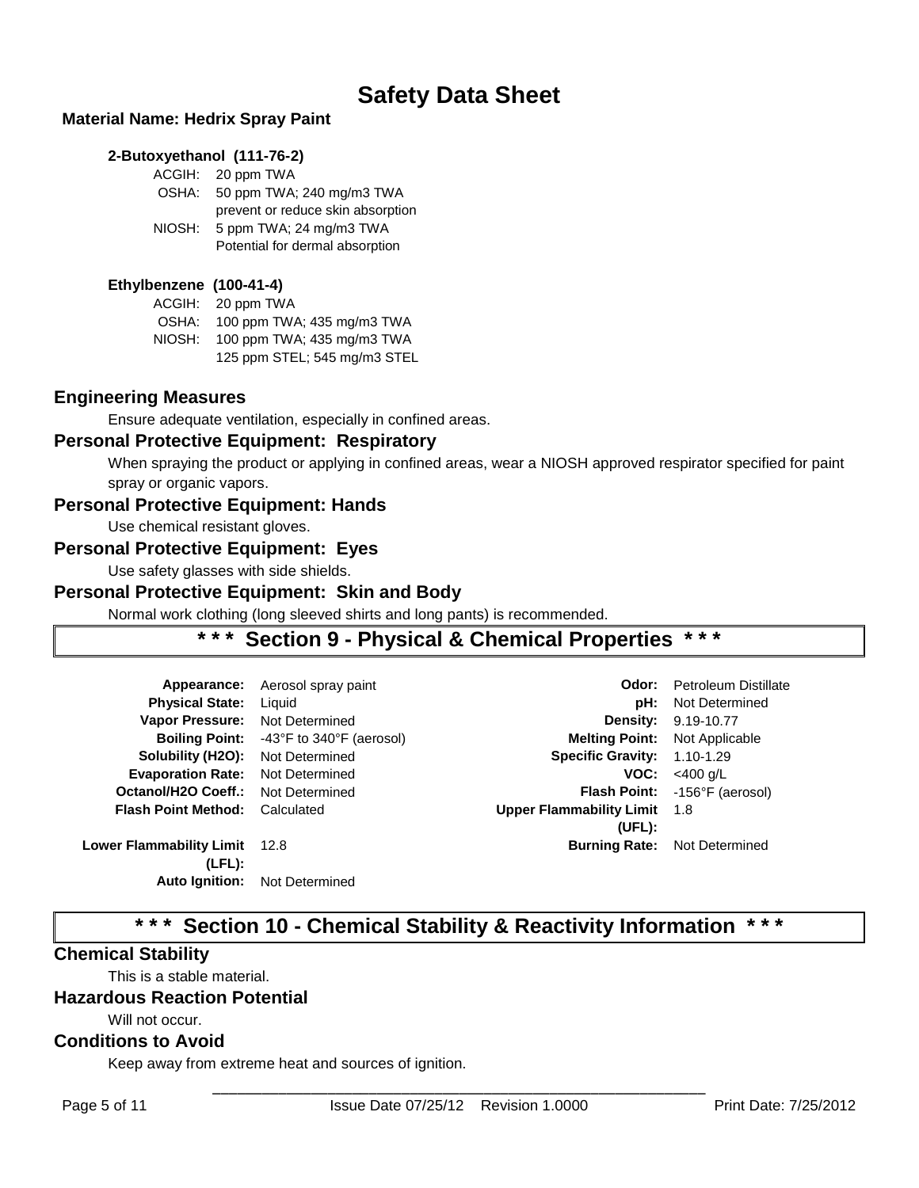# Safety Data Sheet

**Material Name: Hedrix Spray Paint**

**2-Butoxyethanol (111-76-2)**

| | |
|---|---|
| ACGIH: | 20 ppm TWA |
| OSHA: | 50 ppm TWA; 240 mg/m3 TWA<br>prevent or reduce skin absorption |
| NIOSH: | 5 ppm TWA; 24 mg/m3 TWA<br>Potential for dermal absorption |

**Ethylbenzene (100-41-4)**

| | |
|---|---|
| ACGIH: | 20 ppm TWA |
| OSHA: | 100 ppm TWA; 435 mg/m3 TWA |
| NIOSH: | 100 ppm TWA; 435 mg/m3 TWA<br>125 ppm STEL; 545 mg/m3 STEL |

### Engineering Measures

Ensure adequate ventilation, especially in confined areas.

### Personal Protective Equipment: Respiratory

When spraying the product or applying in confined areas, wear a NIOSH approved respirator specified for paint spray or organic vapors.

### Personal Protective Equipment: Hands

Use chemical resistant gloves.

### Personal Protective Equipment: Eyes

Use safety glasses with side shields.

### Personal Protective Equipment: Skin and Body

Normal work clothing (long sleeved shirts and long pants) is recommended.

## * * * Section 9 - Physical & Chemical Properties * * *

| | | | |
|---|---|---|---|
| **Appearance:** | Aerosol spray paint | **Odor:** | Petroleum Distillate |
| **Physical State:** | Liquid | **pH:** | Not Determined |
| **Vapor Pressure:** | Not Determined | **Density:** | 9.19-10.77 |
| **Boiling Point:** | -43°F to 340°F (aerosol) | **Melting Point:** | Not Applicable |
| **Solubility (H2O):** | Not Determined | **Specific Gravity:** | 1.10-1.29 |
| **Evaporation Rate:** | Not Determined | **VOC:** | <400 g/L |
| **Octanol/H2O Coeff.:** | Not Determined | **Flash Point:** | -156°F (aerosol) |
| **Flash Point Method:** | Calculated | **Upper Flammability Limit (UFL):** | 1.8 |
| **Lower Flammability Limit (LFL):** | 12.8 | **Burning Rate:** | Not Determined |
| **Auto Ignition:** | Not Determined | | |

## * * * Section 10 - Chemical Stability & Reactivity Information * * *

### Chemical Stability

This is a stable material.

### Hazardous Reaction Potential

Will not occur.

### Conditions to Avoid

Keep away from extreme heat and sources of ignition.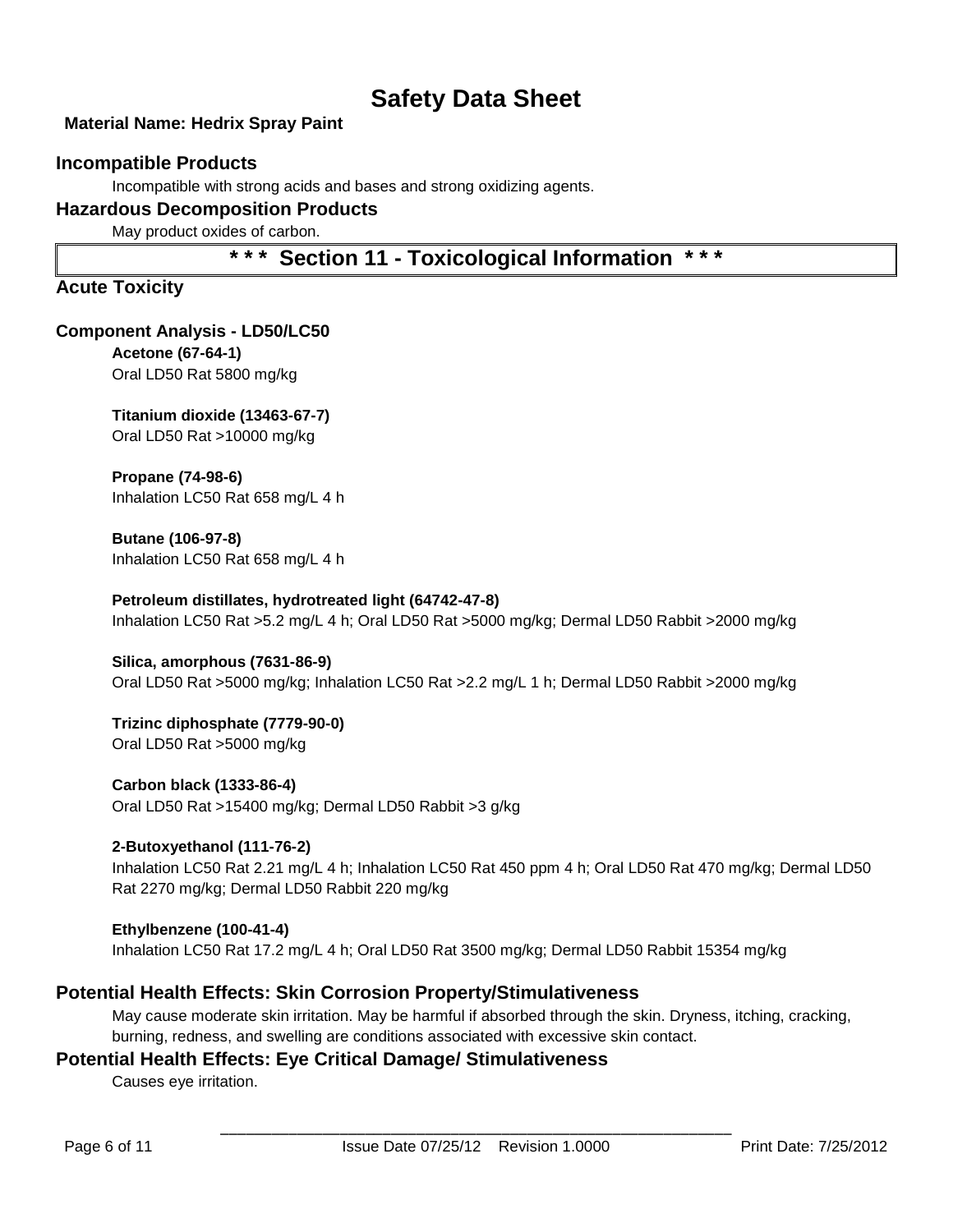# Safety Data Sheet

**Material Name: Hedrix Spray Paint**

## Incompatible Products

Incompatible with strong acids and bases and strong oxidizing agents.

## Hazardous Decomposition Products

May product oxides of carbon.

## * * * Section 11 - Toxicological Information * * *

## Acute Toxicity

### Component Analysis - LD50/LC50

**Acetone (67-64-1)**
Oral LD50 Rat 5800 mg/kg

**Titanium dioxide (13463-67-7)**
Oral LD50 Rat >10000 mg/kg

**Propane (74-98-6)**
Inhalation LC50 Rat 658 mg/L 4 h

**Butane (106-97-8)**
Inhalation LC50 Rat 658 mg/L 4 h

**Petroleum distillates, hydrotreated light (64742-47-8)**
Inhalation LC50 Rat >5.2 mg/L 4 h; Oral LD50 Rat >5000 mg/kg; Dermal LD50 Rabbit >2000 mg/kg

**Silica, amorphous (7631-86-9)**
Oral LD50 Rat >5000 mg/kg; Inhalation LC50 Rat >2.2 mg/L 1 h; Dermal LD50 Rabbit >2000 mg/kg

**Trizinc diphosphate (7779-90-0)**
Oral LD50 Rat >5000 mg/kg

**Carbon black (1333-86-4)**
Oral LD50 Rat >15400 mg/kg; Dermal LD50 Rabbit >3 g/kg

**2-Butoxyethanol (111-76-2)**
Inhalation LC50 Rat 2.21 mg/L 4 h; Inhalation LC50 Rat 450 ppm 4 h; Oral LD50 Rat 470 mg/kg; Dermal LD50 Rat 2270 mg/kg; Dermal LD50 Rabbit 220 mg/kg

**Ethylbenzene (100-41-4)**
Inhalation LC50 Rat 17.2 mg/L 4 h; Oral LD50 Rat 3500 mg/kg; Dermal LD50 Rabbit 15354 mg/kg

## Potential Health Effects: Skin Corrosion Property/Stimulativeness

May cause moderate skin irritation. May be harmful if absorbed through the skin. Dryness, itching, cracking, burning, redness, and swelling are conditions associated with excessive skin contact.

## Potential Health Effects: Eye Critical Damage/ Stimulativeness

Causes eye irritation.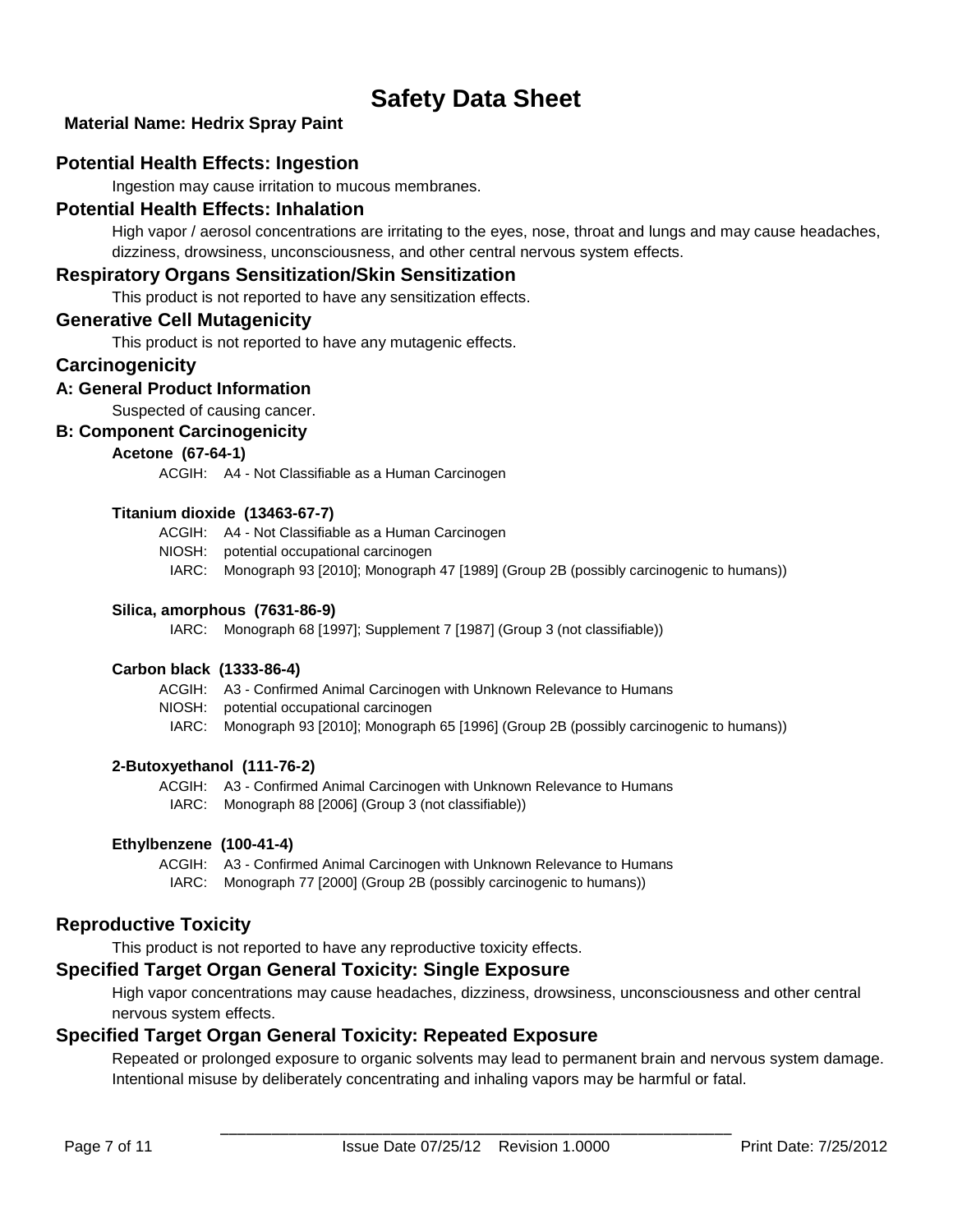# Safety Data Sheet

**Material Name: Hedrix Spray Paint**

## Potential Health Effects: Ingestion

Ingestion may cause irritation to mucous membranes.

## Potential Health Effects: Inhalation

High vapor / aerosol concentrations are irritating to the eyes, nose, throat and lungs and may cause headaches, dizziness, drowsiness, unconsciousness, and other central nervous system effects.

## Respiratory Organs Sensitization/Skin Sensitization

This product is not reported to have any sensitization effects.

## Generative Cell Mutagenicity

This product is not reported to have any mutagenic effects.

## Carcinogenicity

### A: General Product Information

Suspected of causing cancer.

### B: Component Carcinogenicity

**Acetone (67-64-1)**

ACGIH: A4 - Not Classifiable as a Human Carcinogen

**Titanium dioxide (13463-67-7)**

ACGIH: A4 - Not Classifiable as a Human Carcinogen
NIOSH: potential occupational carcinogen
IARC: Monograph 93 [2010]; Monograph 47 [1989] (Group 2B (possibly carcinogenic to humans))

**Silica, amorphous (7631-86-9)**

IARC: Monograph 68 [1997]; Supplement 7 [1987] (Group 3 (not classifiable))

**Carbon black (1333-86-4)**

ACGIH: A3 - Confirmed Animal Carcinogen with Unknown Relevance to Humans
NIOSH: potential occupational carcinogen
IARC: Monograph 93 [2010]; Monograph 65 [1996] (Group 2B (possibly carcinogenic to humans))

**2-Butoxyethanol (111-76-2)**

ACGIH: A3 - Confirmed Animal Carcinogen with Unknown Relevance to Humans
IARC: Monograph 88 [2006] (Group 3 (not classifiable))

**Ethylbenzene (100-41-4)**

ACGIH: A3 - Confirmed Animal Carcinogen with Unknown Relevance to Humans
IARC: Monograph 77 [2000] (Group 2B (possibly carcinogenic to humans))

## Reproductive Toxicity

This product is not reported to have any reproductive toxicity effects.

## Specified Target Organ General Toxicity: Single Exposure

High vapor concentrations may cause headaches, dizziness, drowsiness, unconsciousness and other central nervous system effects.

## Specified Target Organ General Toxicity: Repeated Exposure

Repeated or prolonged exposure to organic solvents may lead to permanent brain and nervous system damage. Intentional misuse by deliberately concentrating and inhaling vapors may be harmful or fatal.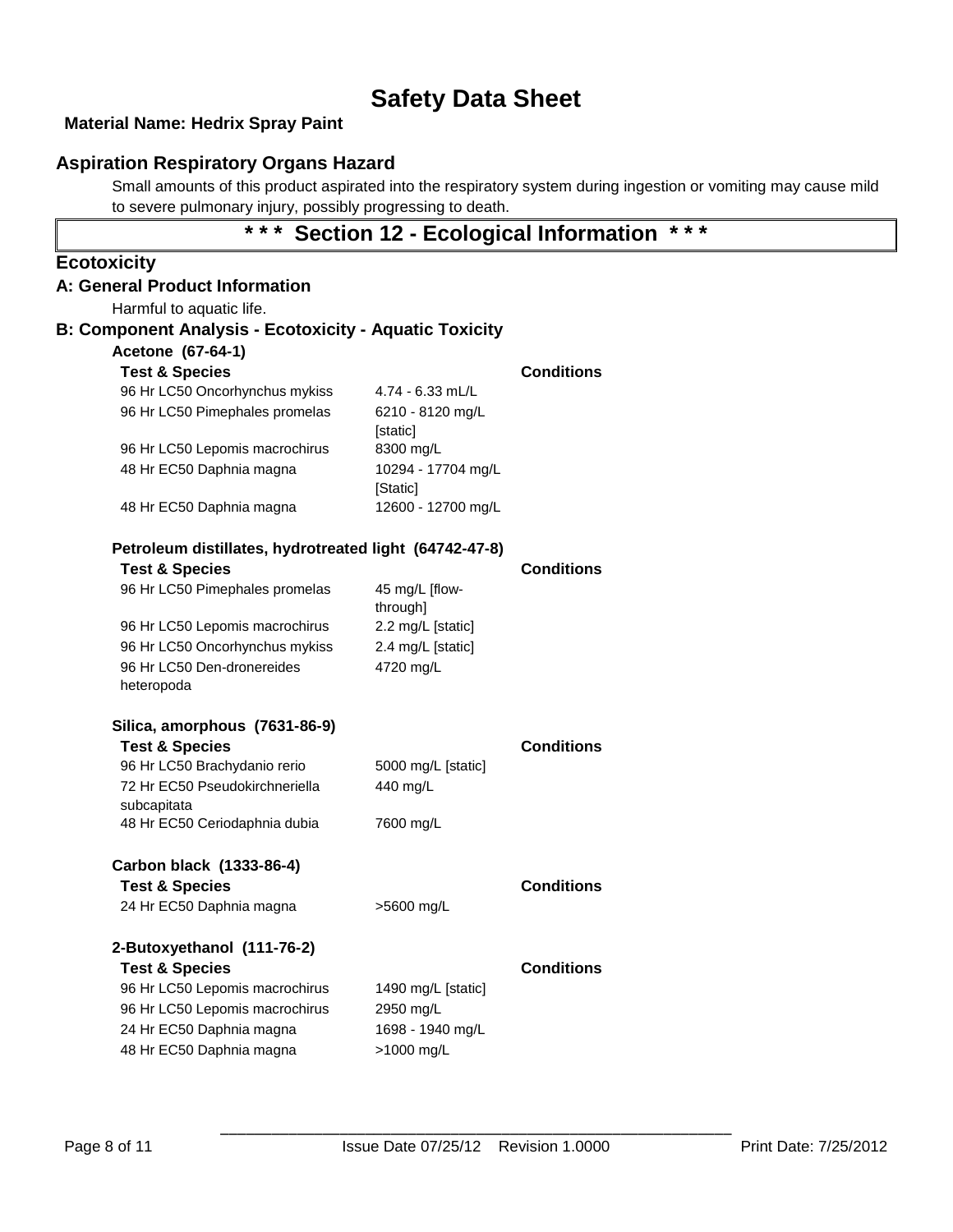# Safety Data Sheet

**Material Name: Hedrix Spray Paint**

## Aspiration Respiratory Organs Hazard

Small amounts of this product aspirated into the respiratory system during ingestion or vomiting may cause mild to severe pulmonary injury, possibly progressing to death.

## * * * Section 12 - Ecological Information * * *

### Ecotoxicity

#### A: General Product Information

Harmful to aquatic life.

#### B: Component Analysis - Ecotoxicity - Aquatic Toxicity

**Acetone (67-64-1)**

| Test & Species | | Conditions |
|---|---|---|
| 96 Hr LC50 Oncorhynchus mykiss | 4.74 - 6.33 mL/L | |
| 96 Hr LC50 Pimephales promelas | 6210 - 8120 mg/L [static] | |
| 96 Hr LC50 Lepomis macrochirus | 8300 mg/L | |
| 48 Hr EC50 Daphnia magna | 10294 - 17704 mg/L [Static] | |
| 48 Hr EC50 Daphnia magna | 12600 - 12700 mg/L | |

**Petroleum distillates, hydrotreated light (64742-47-8)**

| Test & Species | | Conditions |
|---|---|---|
| 96 Hr LC50 Pimephales promelas | 45 mg/L [flow-through] | |
| 96 Hr LC50 Lepomis macrochirus | 2.2 mg/L [static] | |
| 96 Hr LC50 Oncorhynchus mykiss | 2.4 mg/L [static] | |
| 96 Hr LC50 Den-dronereides heteropoda | 4720 mg/L | |

**Silica, amorphous (7631-86-9)**

| Test & Species | | Conditions |
|---|---|---|
| 96 Hr LC50 Brachydanio rerio | 5000 mg/L [static] | |
| 72 Hr EC50 Pseudokirchneriella subcapitata | 440 mg/L | |
| 48 Hr EC50 Ceriodaphnia dubia | 7600 mg/L | |

**Carbon black (1333-86-4)**

| Test & Species | | Conditions |
|---|---|---|
| 24 Hr EC50 Daphnia magna | >5600 mg/L | |

**2-Butoxyethanol (111-76-2)**

| Test & Species | | Conditions |
|---|---|---|
| 96 Hr LC50 Lepomis macrochirus | 1490 mg/L [static] | |
| 96 Hr LC50 Lepomis macrochirus | 2950 mg/L | |
| 24 Hr EC50 Daphnia magna | 1698 - 1940 mg/L | |
| 48 Hr EC50 Daphnia magna | >1000 mg/L | |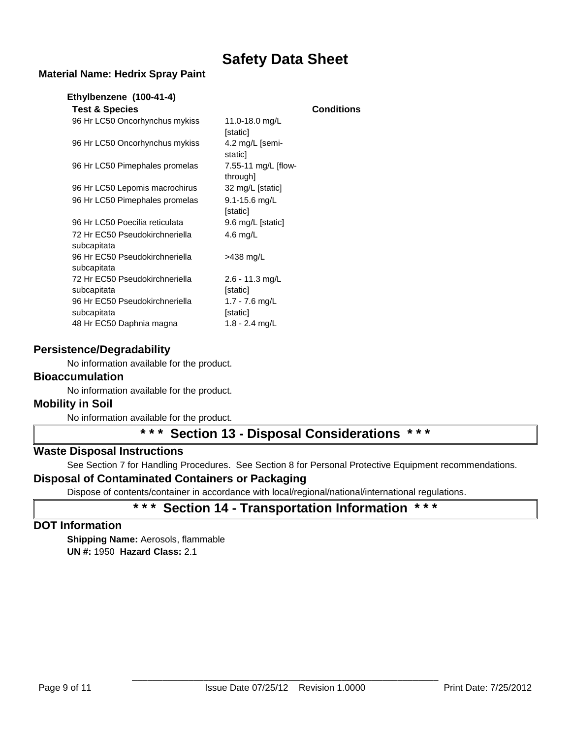# Safety Data Sheet

**Material Name: Hedrix Spray Paint**

**Ethylbenzene (100-41-4)**

| Test & Species | | Conditions |
|---|---|---|
| 96 Hr LC50 Oncorhynchus mykiss | 11.0-18.0 mg/L [static] | |
| 96 Hr LC50 Oncorhynchus mykiss | 4.2 mg/L [semi-static] | |
| 96 Hr LC50 Pimephales promelas | 7.55-11 mg/L [flow-through] | |
| 96 Hr LC50 Lepomis macrochirus | 32 mg/L [static] | |
| 96 Hr LC50 Pimephales promelas | 9.1-15.6 mg/L [static] | |
| 96 Hr LC50 Poecilia reticulata | 9.6 mg/L [static] | |
| 72 Hr EC50 Pseudokirchneriella subcapitata | 4.6 mg/L | |
| 96 Hr EC50 Pseudokirchneriella subcapitata | >438 mg/L | |
| 72 Hr EC50 Pseudokirchneriella subcapitata | 2.6 - 11.3 mg/L [static] | |
| 96 Hr EC50 Pseudokirchneriella subcapitata | 1.7 - 7.6 mg/L [static] | |
| 48 Hr EC50 Daphnia magna | 1.8 - 2.4 mg/L | |

## Persistence/Degradability

No information available for the product.

## Bioaccumulation

No information available for the product.

## Mobility in Soil

No information available for the product.

## * * * Section 13 - Disposal Considerations * * *

## Waste Disposal Instructions

See Section 7 for Handling Procedures. See Section 8 for Personal Protective Equipment recommendations.

## Disposal of Contaminated Containers or Packaging

Dispose of contents/container in accordance with local/regional/national/international regulations.

## * * * Section 14 - Transportation Information * * *

## DOT Information

**Shipping Name:** Aerosols, flammable
**UN #:** 1950 **Hazard Class:** 2.1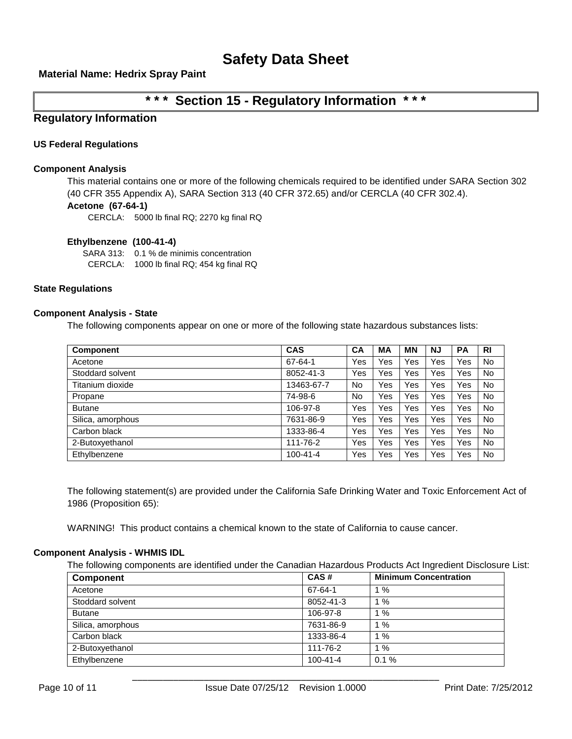# Safety Data Sheet

**Material Name: Hedrix Spray Paint**

## * * * Section 15 - Regulatory Information * * *

## Regulatory Information

#### US Federal Regulations

#### Component Analysis

This material contains one or more of the following chemicals required to be identified under SARA Section 302 (40 CFR 355 Appendix A), SARA Section 313 (40 CFR 372.65) and/or CERCLA (40 CFR 302.4).

**Acetone (67-64-1)**

CERCLA: 5000 lb final RQ; 2270 kg final RQ

**Ethylbenzene (100-41-4)**

SARA 313: 0.1 % de minimis concentration
CERCLA: 1000 lb final RQ; 454 kg final RQ

#### State Regulations

#### Component Analysis - State

The following components appear on one or more of the following state hazardous substances lists:

| Component | CAS | CA | MA | MN | NJ | PA | RI |
|---|---|---|---|---|---|---|---|
| Acetone | 67-64-1 | Yes | Yes | Yes | Yes | Yes | No |
| Stoddard solvent | 8052-41-3 | Yes | Yes | Yes | Yes | Yes | No |
| Titanium dioxide | 13463-67-7 | No | Yes | Yes | Yes | Yes | No |
| Propane | 74-98-6 | No | Yes | Yes | Yes | Yes | No |
| Butane | 106-97-8 | Yes | Yes | Yes | Yes | Yes | No |
| Silica, amorphous | 7631-86-9 | Yes | Yes | Yes | Yes | Yes | No |
| Carbon black | 1333-86-4 | Yes | Yes | Yes | Yes | Yes | No |
| 2-Butoxyethanol | 111-76-2 | Yes | Yes | Yes | Yes | Yes | No |
| Ethylbenzene | 100-41-4 | Yes | Yes | Yes | Yes | Yes | No |

The following statement(s) are provided under the California Safe Drinking Water and Toxic Enforcement Act of 1986 (Proposition 65):

WARNING! This product contains a chemical known to the state of California to cause cancer.

#### Component Analysis - WHMIS IDL

The following components are identified under the Canadian Hazardous Products Act Ingredient Disclosure List:

| Component | CAS # | Minimum Concentration |
|---|---|---|
| Acetone | 67-64-1 | 1 % |
| Stoddard solvent | 8052-41-3 | 1 % |
| Butane | 106-97-8 | 1 % |
| Silica, amorphous | 7631-86-9 | 1 % |
| Carbon black | 1333-86-4 | 1 % |
| 2-Butoxyethanol | 111-76-2 | 1 % |
| Ethylbenzene | 100-41-4 | 0.1 % |

Issue Date 07/25/12 Revision 1.0000 Print Date: 7/25/2012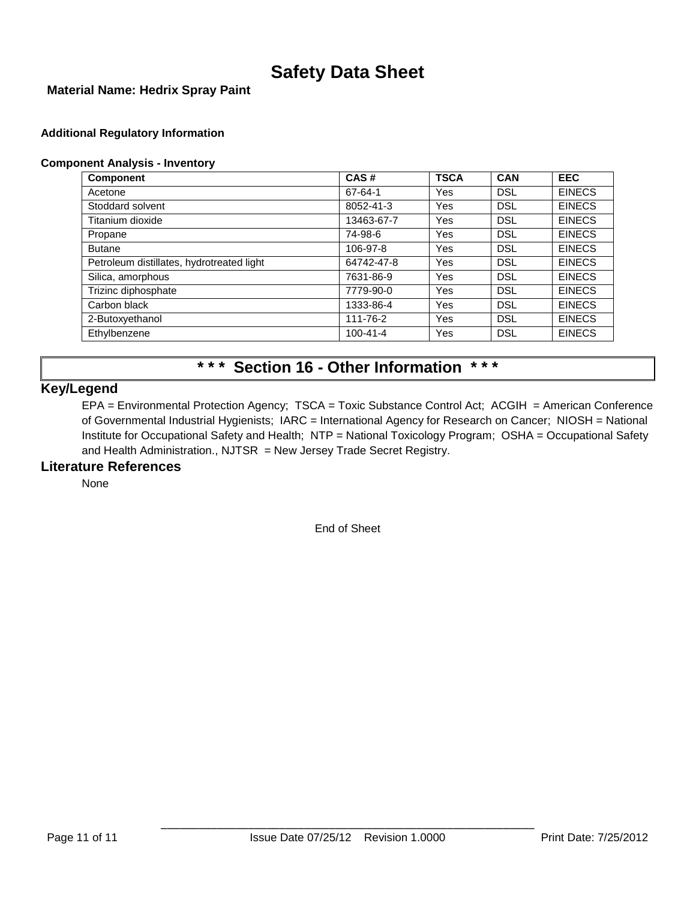# Safety Data Sheet

**Material Name: Hedrix Spray Paint**

**Additional Regulatory Information**

**Component Analysis - Inventory**

| Component | CAS # | TSCA | CAN | EEC |
|---|---|---|---|---|
| Acetone | 67-64-1 | Yes | DSL | EINECS |
| Stoddard solvent | 8052-41-3 | Yes | DSL | EINECS |
| Titanium dioxide | 13463-67-7 | Yes | DSL | EINECS |
| Propane | 74-98-6 | Yes | DSL | EINECS |
| Butane | 106-97-8 | Yes | DSL | EINECS |
| Petroleum distillates, hydrotreated light | 64742-47-8 | Yes | DSL | EINECS |
| Silica, amorphous | 7631-86-9 | Yes | DSL | EINECS |
| Trizinc diphosphate | 7779-90-0 | Yes | DSL | EINECS |
| Carbon black | 1333-86-4 | Yes | DSL | EINECS |
| 2-Butoxyethanol | 111-76-2 | Yes | DSL | EINECS |
| Ethylbenzene | 100-41-4 | Yes | DSL | EINECS |

## * * * Section 16 - Other Information * * *

### Key/Legend

EPA = Environmental Protection Agency; TSCA = Toxic Substance Control Act; ACGIH = American Conference of Governmental Industrial Hygienists; IARC = International Agency for Research on Cancer; NIOSH = National Institute for Occupational Safety and Health; NTP = National Toxicology Program; OSHA = Occupational Safety and Health Administration., NJTSR = New Jersey Trade Secret Registry.

### Literature References

None

End of Sheet